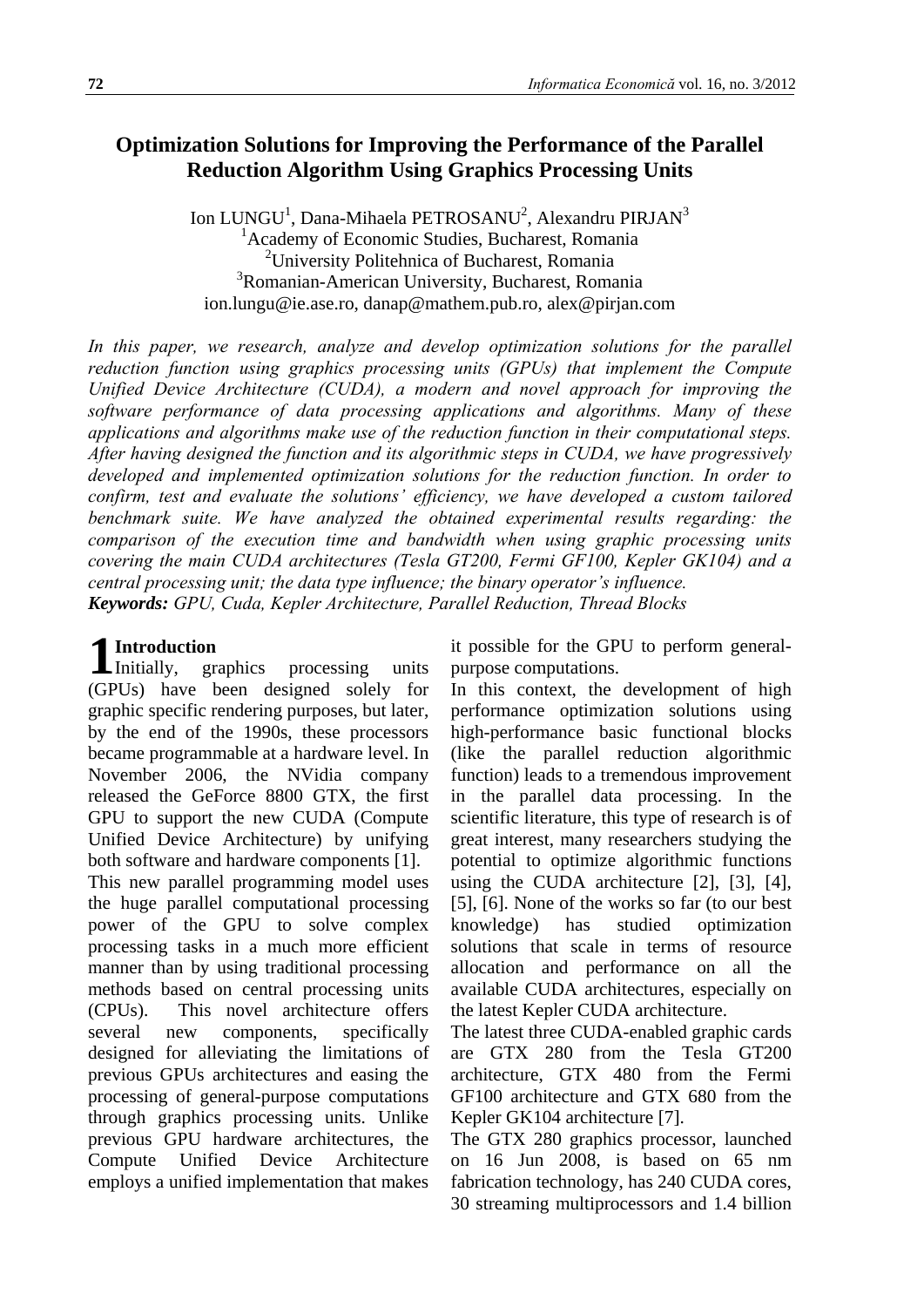# Optimization Solutions for Improving the Performance of the Parallel Reduction Algorithm Using Graphics Processing Units

Ion LUNGU[1], Dana-Mihaela PETROSANU[2], Alexandru PIRJAN[3]

[1]Academy of Economic Studies, Bucharest, Romania

[2]University Politehnica of Bucharest, Romania

[3]Romanian-American University, Bucharest, Romania

ion.lungu@ie.ase.ro, danap@mathem.pub.ro, alex@pirjan.com

*In this paper, we research, analyze and develop optimization solutions for the parallel reduction function using graphics processing units (GPUs) that implement the Compute Unified Device Architecture (CUDA), a modern and novel approach for improving the software performance of data processing applications and algorithms. Many of these applications and algorithms make use of the reduction function in their computational steps. After having designed the function and its algorithmic steps in CUDA, we have progressively developed and implemented optimization solutions for the reduction function. In order to confirm, test and evaluate the solutions' efficiency, we have developed a custom tailored benchmark suite. We have analyzed the obtained experimental results regarding: the comparison of the execution time and bandwidth when using graphic processing units covering the main CUDA architectures (Tesla GT200, Fermi GF100, Kepler GK104) and a central processing unit; the data type influence; the binary operator's influence.*

***Keywords:*** *GPU, Cuda, Kepler Architecture, Parallel Reduction, Thread Blocks*

## 1 Introduction

Initially, graphics processing units (GPUs) have been designed solely for graphic specific rendering purposes, but later, by the end of the 1990s, these processors became programmable at a hardware level. In November 2006, the NVidia company released the GeForce 8800 GTX, the first GPU to support the new CUDA (Compute Unified Device Architecture) by unifying both software and hardware components [1].

This new parallel programming model uses the huge parallel computational processing power of the GPU to solve complex processing tasks in a much more efficient manner than by using traditional processing methods based on central processing units (CPUs). This novel architecture offers several new components, specifically designed for alleviating the limitations of previous GPUs architectures and easing the processing of general-purpose computations through graphics processing units. Unlike previous GPU hardware architectures, the Compute Unified Device Architecture employs a unified implementation that makes it possible for the GPU to perform general-purpose computations.

In this context, the development of high performance optimization solutions using high-performance basic functional blocks (like the parallel reduction algorithmic function) leads to a tremendous improvement in the parallel data processing. In the scientific literature, this type of research is of great interest, many researchers studying the potential to optimize algorithmic functions using the CUDA architecture [2], [3], [4], [5], [6]. None of the works so far (to our best knowledge) has studied optimization solutions that scale in terms of resource allocation and performance on all the available CUDA architectures, especially on the latest Kepler CUDA architecture.

The latest three CUDA-enabled graphic cards are GTX 280 from the Tesla GT200 architecture, GTX 480 from the Fermi GF100 architecture and GTX 680 from the Kepler GK104 architecture [7].

The GTX 280 graphics processor, launched on 16 Jun 2008, is based on 65 nm fabrication technology, has 240 CUDA cores, 30 streaming multiprocessors and 1.4 billion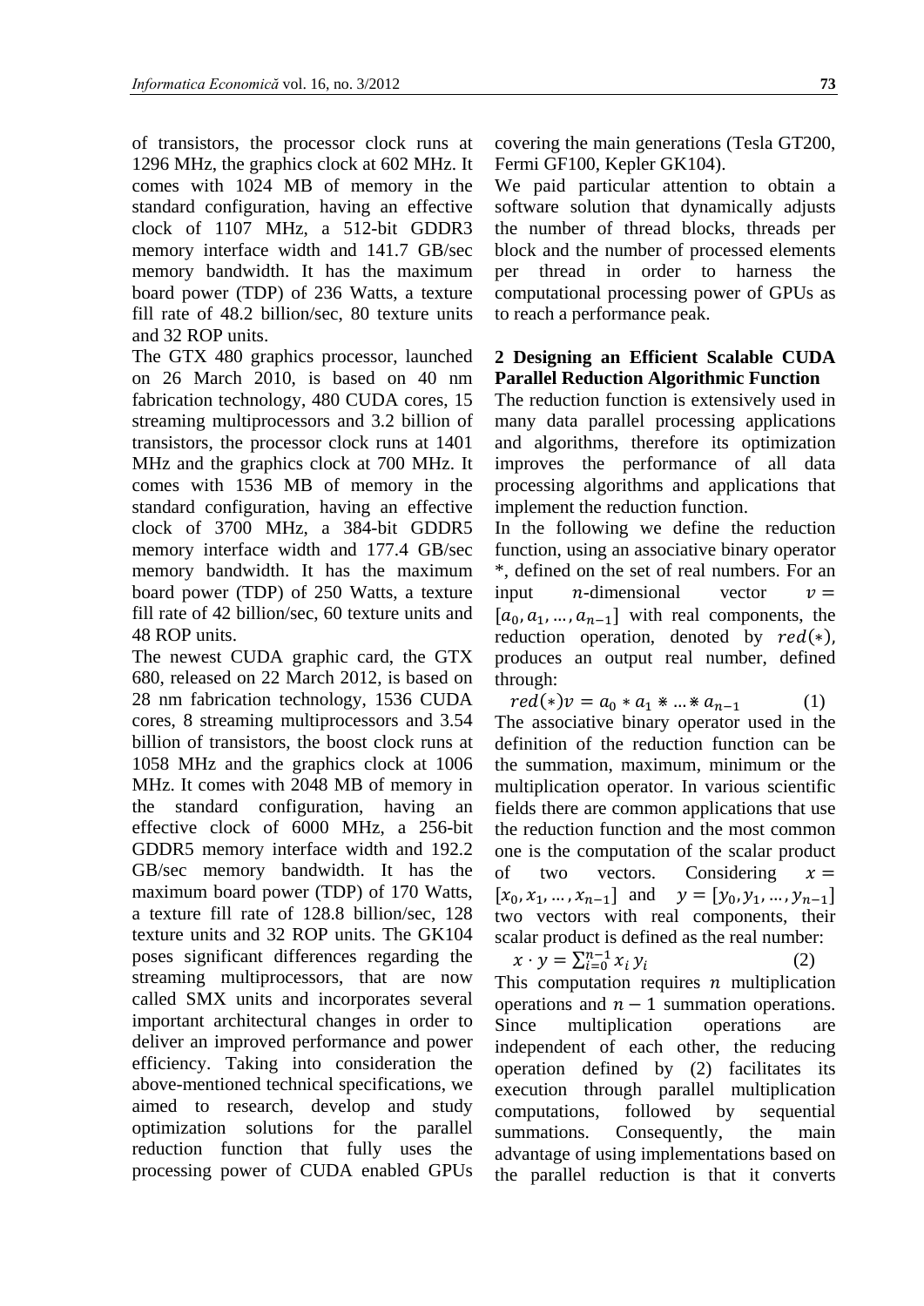of transistors, the processor clock runs at 1296 MHz, the graphics clock at 602 MHz. It comes with 1024 MB of memory in the standard configuration, having an effective clock of 1107 MHz, a 512-bit GDDR3 memory interface width and 141.7 GB/sec memory bandwidth. It has the maximum board power (TDP) of 236 Watts, a texture fill rate of 48.2 billion/sec, 80 texture units and 32 ROP units.

The GTX 480 graphics processor, launched on 26 March 2010, is based on 40 nm fabrication technology, 480 CUDA cores, 15 streaming multiprocessors and 3.2 billion of transistors, the processor clock runs at 1401 MHz and the graphics clock at 700 MHz. It comes with 1536 MB of memory in the standard configuration, having an effective clock of 3700 MHz, a 384-bit GDDR5 memory interface width and 177.4 GB/sec memory bandwidth. It has the maximum board power (TDP) of 250 Watts, a texture fill rate of 42 billion/sec, 60 texture units and 48 ROP units.

The newest CUDA graphic card, the GTX 680, released on 22 March 2012, is based on 28 nm fabrication technology, 1536 CUDA cores, 8 streaming multiprocessors and 3.54 billion of transistors, the boost clock runs at 1058 MHz and the graphics clock at 1006 MHz. It comes with 2048 MB of memory in the standard configuration, having an effective clock of 6000 MHz, a 256-bit GDDR5 memory interface width and 192.2 GB/sec memory bandwidth. It has the maximum board power (TDP) of 170 Watts, a texture fill rate of 128.8 billion/sec, 128 texture units and 32 ROP units. The GK104 poses significant differences regarding the streaming multiprocessors, that are now called SMX units and incorporates several important architectural changes in order to deliver an improved performance and power efficiency. Taking into consideration the above-mentioned technical specifications, we aimed to research, develop and study optimization solutions for the parallel reduction function that fully uses the processing power of CUDA enabled GPUs covering the main generations (Tesla GT200, Fermi GF100, Kepler GK104).

We paid particular attention to obtain a software solution that dynamically adjusts the number of thread blocks, threads per block and the number of processed elements per thread in order to harness the computational processing power of GPUs as to reach a performance peak.

## 2 Designing an Efficient Scalable CUDA Parallel Reduction Algorithmic Function

The reduction function is extensively used in many data parallel processing applications and algorithms, therefore its optimization improves the performance of all data processing algorithms and applications that implement the reduction function.

In the following we define the reduction function, using an associative binary operator *, defined on the set of real numbers. For an input $n$-dimensional vector $v = [a_0, a_1, \dots, a_{n-1}]$ with real components, the reduction operation, denoted by $red(*)$, produces an output real number, defined through:

$$red(*)v = a_0 * a_1 * \dots * a_{n-1} \quad (1)$$

The associative binary operator used in the definition of the reduction function can be the summation, maximum, minimum or the multiplication operator. In various scientific fields there are common applications that use the reduction function and the most common one is the computation of the scalar product of two vectors. Considering $x = [x_0, x_1, \dots, x_{n-1}]$ and $y = [y_0, y_1, \dots, y_{n-1}]$ two vectors with real components, their scalar product is defined as the real number:

$$x \cdot y = \sum_{i=0}^{n-1} x_i\, y_i \quad (2)$$

This computation requires $n$ multiplication operations and $n-1$ summation operations. Since multiplication operations are independent of each other, the reducing operation defined by (2) facilitates its execution through parallel multiplication computations, followed by sequential summations. Consequently, the main advantage of using implementations based on the parallel reduction is that it converts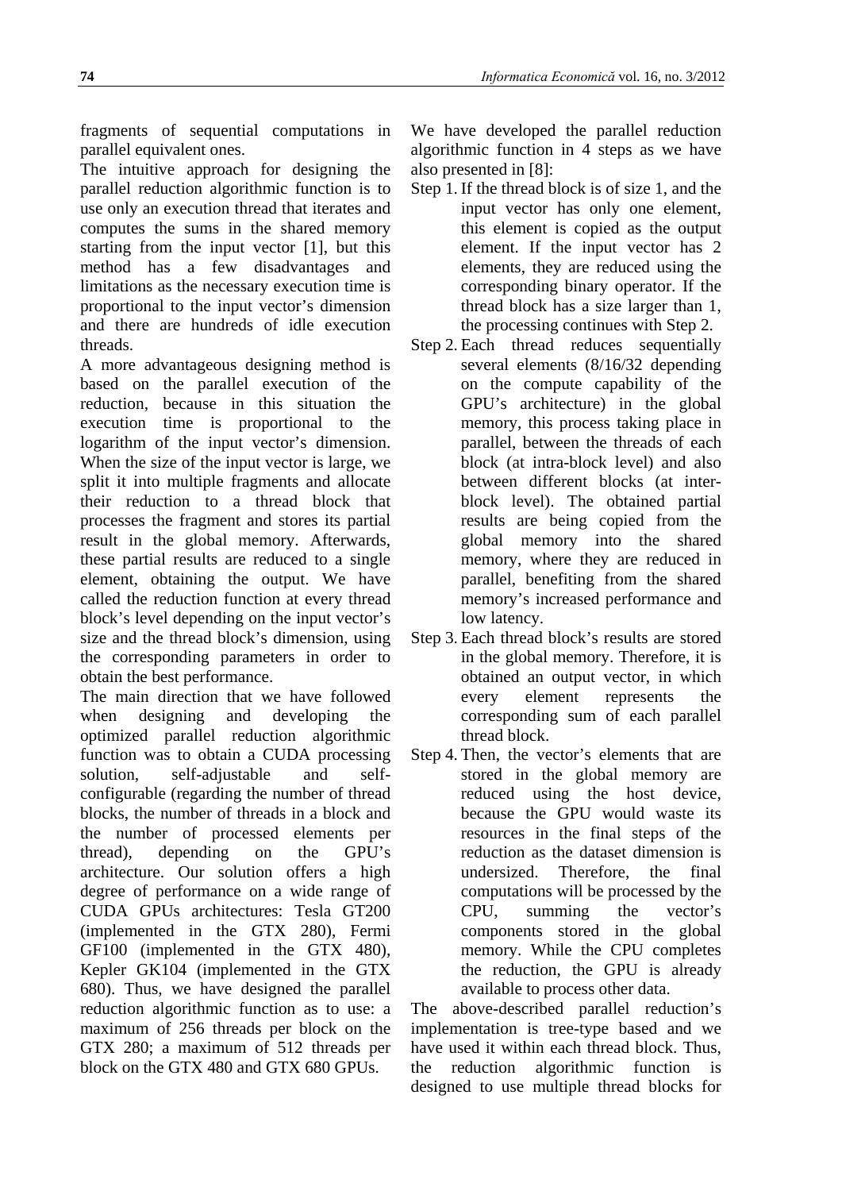fragments of sequential computations in parallel equivalent ones.

The intuitive approach for designing the parallel reduction algorithmic function is to use only an execution thread that iterates and computes the sums in the shared memory starting from the input vector [1], but this method has a few disadvantages and limitations as the necessary execution time is proportional to the input vector's dimension and there are hundreds of idle execution threads.

A more advantageous designing method is based on the parallel execution of the reduction, because in this situation the execution time is proportional to the logarithm of the input vector's dimension. When the size of the input vector is large, we split it into multiple fragments and allocate their reduction to a thread block that processes the fragment and stores its partial result in the global memory. Afterwards, these partial results are reduced to a single element, obtaining the output. We have called the reduction function at every thread block's level depending on the input vector's size and the thread block's dimension, using the corresponding parameters in order to obtain the best performance.

The main direction that we have followed when designing and developing the optimized parallel reduction algorithmic function was to obtain a CUDA processing solution, self-adjustable and self-configurable (regarding the number of thread blocks, the number of threads in a block and the number of processed elements per thread), depending on the GPU's architecture. Our solution offers a high degree of performance on a wide range of CUDA GPUs architectures: Tesla GT200 (implemented in the GTX 280), Fermi GF100 (implemented in the GTX 480), Kepler GK104 (implemented in the GTX 680). Thus, we have designed the parallel reduction algorithmic function as to use: a maximum of 256 threads per block on the GTX 280; a maximum of 512 threads per block on the GTX 480 and GTX 680 GPUs.

We have developed the parallel reduction algorithmic function in 4 steps as we have also presented in [8]:

Step 1. If the thread block is of size 1, and the input vector has only one element, this element is copied as the output element. If the input vector has 2 elements, they are reduced using the corresponding binary operator. If the thread block has a size larger than 1, the processing continues with Step 2.

Step 2. Each thread reduces sequentially several elements (8/16/32 depending on the compute capability of the GPU's architecture) in the global memory, this process taking place in parallel, between the threads of each block (at intra-block level) and also between different blocks (at inter-block level). The obtained partial results are being copied from the global memory into the shared memory, where they are reduced in parallel, benefiting from the shared memory's increased performance and low latency.

Step 3. Each thread block's results are stored in the global memory. Therefore, it is obtained an output vector, in which every element represents the corresponding sum of each parallel thread block.

Step 4. Then, the vector's elements that are stored in the global memory are reduced using the host device, because the GPU would waste its resources in the final steps of the reduction as the dataset dimension is undersized. Therefore, the final computations will be processed by the CPU, summing the vector's components stored in the global memory. While the CPU completes the reduction, the GPU is already available to process other data.

The above-described parallel reduction's implementation is tree-type based and we have used it within each thread block. Thus, the reduction algorithmic function is designed to use multiple thread blocks for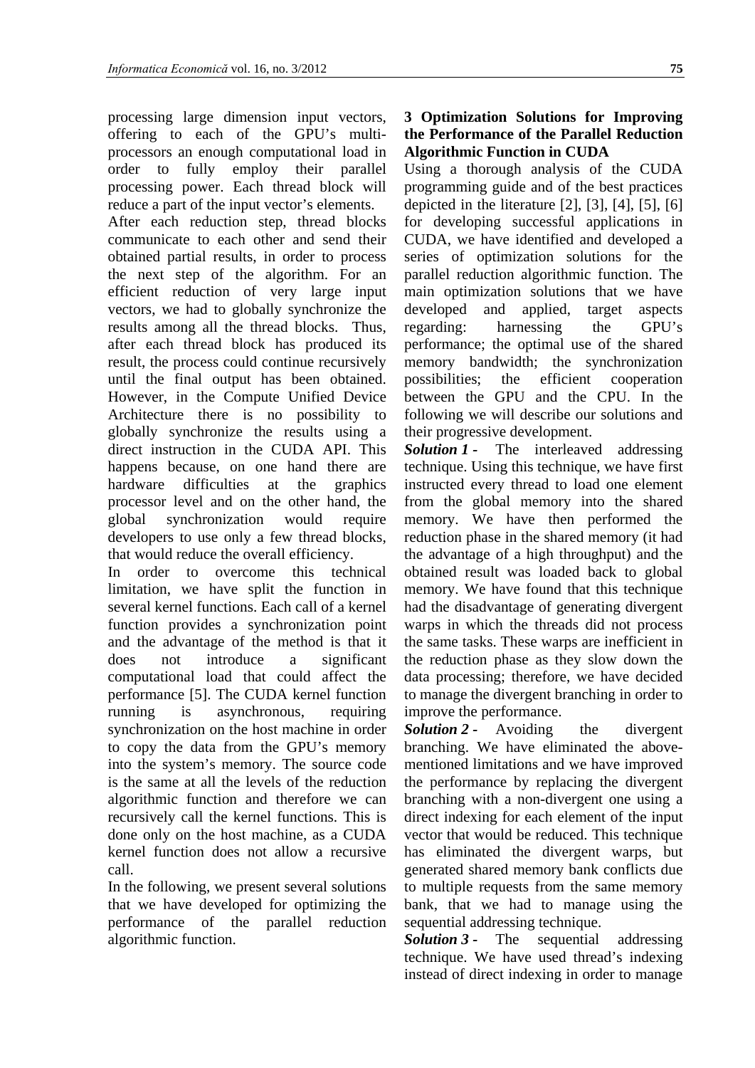processing large dimension input vectors, offering to each of the GPU's multi-processors an enough computational load in order to fully employ their parallel processing power. Each thread block will reduce a part of the input vector's elements.

After each reduction step, thread blocks communicate to each other and send their obtained partial results, in order to process the next step of the algorithm. For an efficient reduction of very large input vectors, we had to globally synchronize the results among all the thread blocks. Thus, after each thread block has produced its result, the process could continue recursively until the final output has been obtained. However, in the Compute Unified Device Architecture there is no possibility to globally synchronize the results using a direct instruction in the CUDA API. This happens because, on one hand there are hardware difficulties at the graphics processor level and on the other hand, the global synchronization would require developers to use only a few thread blocks, that would reduce the overall efficiency.

In order to overcome this technical limitation, we have split the function in several kernel functions. Each call of a kernel function provides a synchronization point and the advantage of the method is that it does not introduce a significant computational load that could affect the performance [5]. The CUDA kernel function running is asynchronous, requiring synchronization on the host machine in order to copy the data from the GPU's memory into the system's memory. The source code is the same at all the levels of the reduction algorithmic function and therefore we can recursively call the kernel functions. This is done only on the host machine, as a CUDA kernel function does not allow a recursive call.

In the following, we present several solutions that we have developed for optimizing the performance of the parallel reduction algorithmic function.

## 3 Optimization Solutions for Improving the Performance of the Parallel Reduction Algorithmic Function in CUDA

Using a thorough analysis of the CUDA programming guide and of the best practices depicted in the literature [2], [3], [4], [5], [6] for developing successful applications in CUDA, we have identified and developed a series of optimization solutions for the parallel reduction algorithmic function. The main optimization solutions that we have developed and applied, target aspects regarding: harnessing the GPU's performance; the optimal use of the shared memory bandwidth; the synchronization possibilities; the efficient cooperation between the GPU and the CPU. In the following we will describe our solutions and their progressive development.

***Solution 1 -*** The interleaved addressing technique. Using this technique, we have first instructed every thread to load one element from the global memory into the shared memory. We have then performed the reduction phase in the shared memory (it had the advantage of a high throughput) and the obtained result was loaded back to global memory. We have found that this technique had the disadvantage of generating divergent warps in which the threads did not process the same tasks. These warps are inefficient in the reduction phase as they slow down the data processing; therefore, we have decided to manage the divergent branching in order to improve the performance.

***Solution 2 -*** Avoiding the divergent branching. We have eliminated the above-mentioned limitations and we have improved the performance by replacing the divergent branching with a non-divergent one using a direct indexing for each element of the input vector that would be reduced. This technique has eliminated the divergent warps, but generated shared memory bank conflicts due to multiple requests from the same memory bank, that we had to manage using the sequential addressing technique.

***Solution 3 -*** The sequential addressing technique. We have used thread's indexing instead of direct indexing in order to manage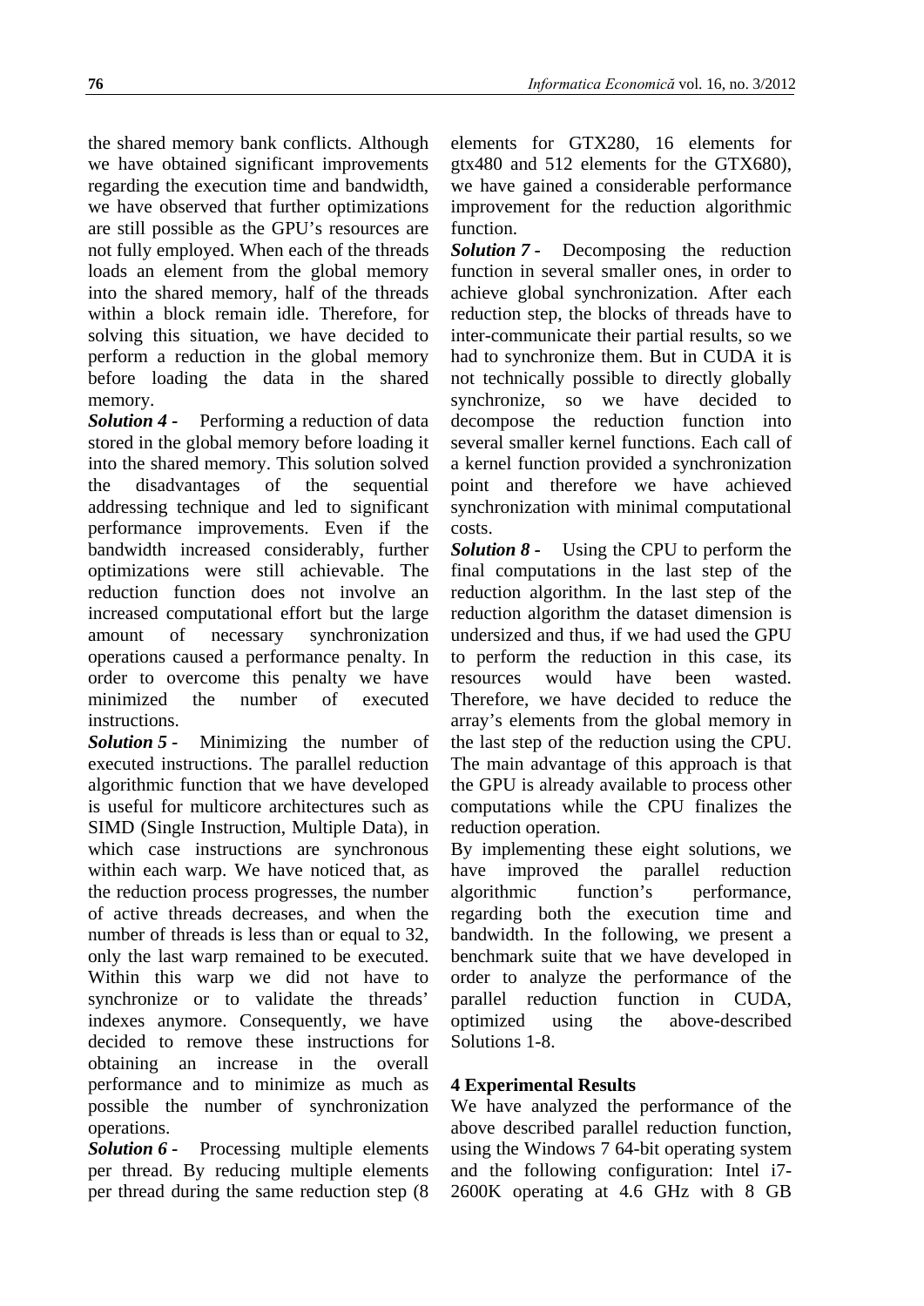the shared memory bank conflicts. Although we have obtained significant improvements regarding the execution time and bandwidth, we have observed that further optimizations are still possible as the GPU's resources are not fully employed. When each of the threads loads an element from the global memory into the shared memory, half of the threads within a block remain idle. Therefore, for solving this situation, we have decided to perform a reduction in the global memory before loading the data in the shared memory.

***Solution 4 -*** Performing a reduction of data stored in the global memory before loading it into the shared memory. This solution solved the disadvantages of the sequential addressing technique and led to significant performance improvements. Even if the bandwidth increased considerably, further optimizations were still achievable. The reduction function does not involve an increased computational effort but the large amount of necessary synchronization operations caused a performance penalty. In order to overcome this penalty we have minimized the number of executed instructions.

***Solution 5 -*** Minimizing the number of executed instructions. The parallel reduction algorithmic function that we have developed is useful for multicore architectures such as SIMD (Single Instruction, Multiple Data), in which case instructions are synchronous within each warp. We have noticed that, as the reduction process progresses, the number of active threads decreases, and when the number of threads is less than or equal to 32, only the last warp remained to be executed. Within this warp we did not have to synchronize or to validate the threads' indexes anymore. Consequently, we have decided to remove these instructions for obtaining an increase in the overall performance and to minimize as much as possible the number of synchronization operations.

***Solution 6 -*** Processing multiple elements per thread. By reducing multiple elements per thread during the same reduction step (8 elements for GTX280, 16 elements for gtx480 and 512 elements for the GTX680), we have gained a considerable performance improvement for the reduction algorithmic function.

***Solution 7 -*** Decomposing the reduction function in several smaller ones, in order to achieve global synchronization. After each reduction step, the blocks of threads have to inter-communicate their partial results, so we had to synchronize them. But in CUDA it is not technically possible to directly globally synchronize, so we have decided to decompose the reduction function into several smaller kernel functions. Each call of a kernel function provided a synchronization point and therefore we have achieved synchronization with minimal computational costs.

***Solution 8 -*** Using the CPU to perform the final computations in the last step of the reduction algorithm. In the last step of the reduction algorithm the dataset dimension is undersized and thus, if we had used the GPU to perform the reduction in this case, its resources would have been wasted. Therefore, we have decided to reduce the array's elements from the global memory in the last step of the reduction using the CPU. The main advantage of this approach is that the GPU is already available to process other computations while the CPU finalizes the reduction operation.

By implementing these eight solutions, we have improved the parallel reduction algorithmic function's performance, regarding both the execution time and bandwidth. In the following, we present a benchmark suite that we have developed in order to analyze the performance of the parallel reduction function in CUDA, optimized using the above-described Solutions 1-8.

## 4 Experimental Results

We have analyzed the performance of the above described parallel reduction function, using the Windows 7 64-bit operating system and the following configuration: Intel i7-2600K operating at 4.6 GHz with 8 GB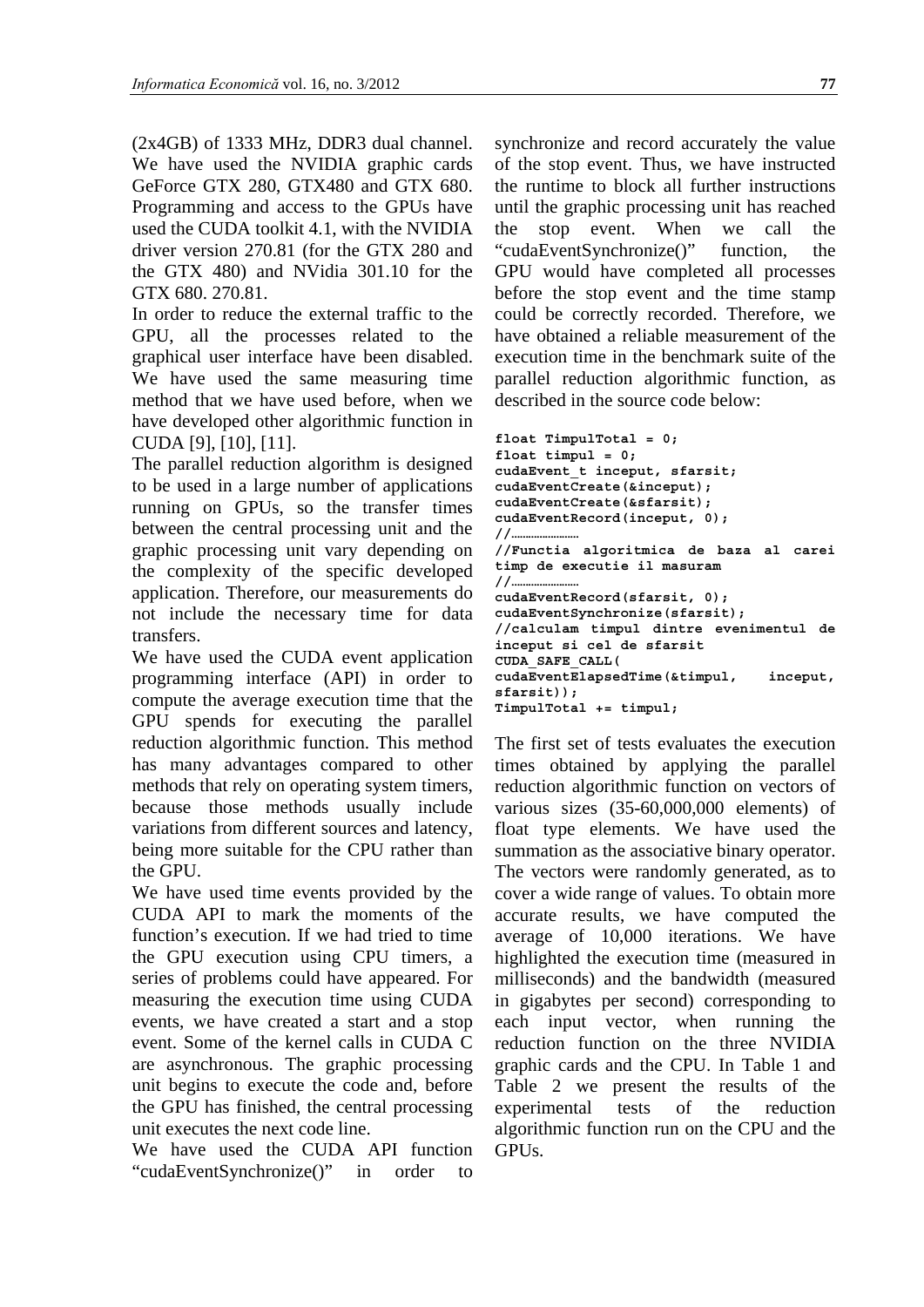(2x4GB) of 1333 MHz, DDR3 dual channel. We have used the NVIDIA graphic cards GeForce GTX 280, GTX480 and GTX 680. Programming and access to the GPUs have used the CUDA toolkit 4.1, with the NVIDIA driver version 270.81 (for the GTX 280 and the GTX 480) and NVidia 301.10 for the GTX 680. 270.81.

In order to reduce the external traffic to the GPU, all the processes related to the graphical user interface have been disabled. We have used the same measuring time method that we have used before, when we have developed other algorithmic function in CUDA [9], [10], [11].

The parallel reduction algorithm is designed to be used in a large number of applications running on GPUs, so the transfer times between the central processing unit and the graphic processing unit vary depending on the complexity of the specific developed application. Therefore, our measurements do not include the necessary time for data transfers.

We have used the CUDA event application programming interface (API) in order to compute the average execution time that the GPU spends for executing the parallel reduction algorithmic function. This method has many advantages compared to other methods that rely on operating system timers, because those methods usually include variations from different sources and latency, being more suitable for the CPU rather than the GPU.

We have used time events provided by the CUDA API to mark the moments of the function's execution. If we had tried to time the GPU execution using CPU timers, a series of problems could have appeared. For measuring the execution time using CUDA events, we have created a start and a stop event. Some of the kernel calls in CUDA C are asynchronous. The graphic processing unit begins to execute the code and, before the GPU has finished, the central processing unit executes the next code line.

We have used the CUDA API function "cudaEventSynchronize()" in order to synchronize and record accurately the value of the stop event. Thus, we have instructed the runtime to block all further instructions until the graphic processing unit has reached the stop event. When we call the "cudaEventSynchronize()" function, the GPU would have completed all processes before the stop event and the time stamp could be correctly recorded. Therefore, we have obtained a reliable measurement of the execution time in the benchmark suite of the parallel reduction algorithmic function, as described in the source code below:

```
float TimpulTotal = 0;
float timpul = 0;
cudaEvent_t inceput, sfarsit;
cudaEventCreate(&inceput);
cudaEventCreate(&sfarsit);
cudaEventRecord(inceput, 0);
//……………………
//Functia algoritmica de baza al carei timp de executie il masuram
//……………………
cudaEventRecord(sfarsit, 0);
cudaEventSynchronize(sfarsit);
//calculam timpul dintre evenimentul de inceput si cel de sfarsit
CUDA_SAFE_CALL(
cudaEventElapsedTime(&timpul,   inceput, sfarsit));
TimpulTotal += timpul;
```

The first set of tests evaluates the execution times obtained by applying the parallel reduction algorithmic function on vectors of various sizes (35-60,000,000 elements) of float type elements. We have used the summation as the associative binary operator. The vectors were randomly generated, as to cover a wide range of values. To obtain more accurate results, we have computed the average of 10,000 iterations. We have highlighted the execution time (measured in milliseconds) and the bandwidth (measured in gigabytes per second) corresponding to each input vector, when running the reduction function on the three NVIDIA graphic cards and the CPU. In Table 1 and Table 2 we present the results of the experimental tests of the reduction algorithmic function run on the CPU and the GPUs.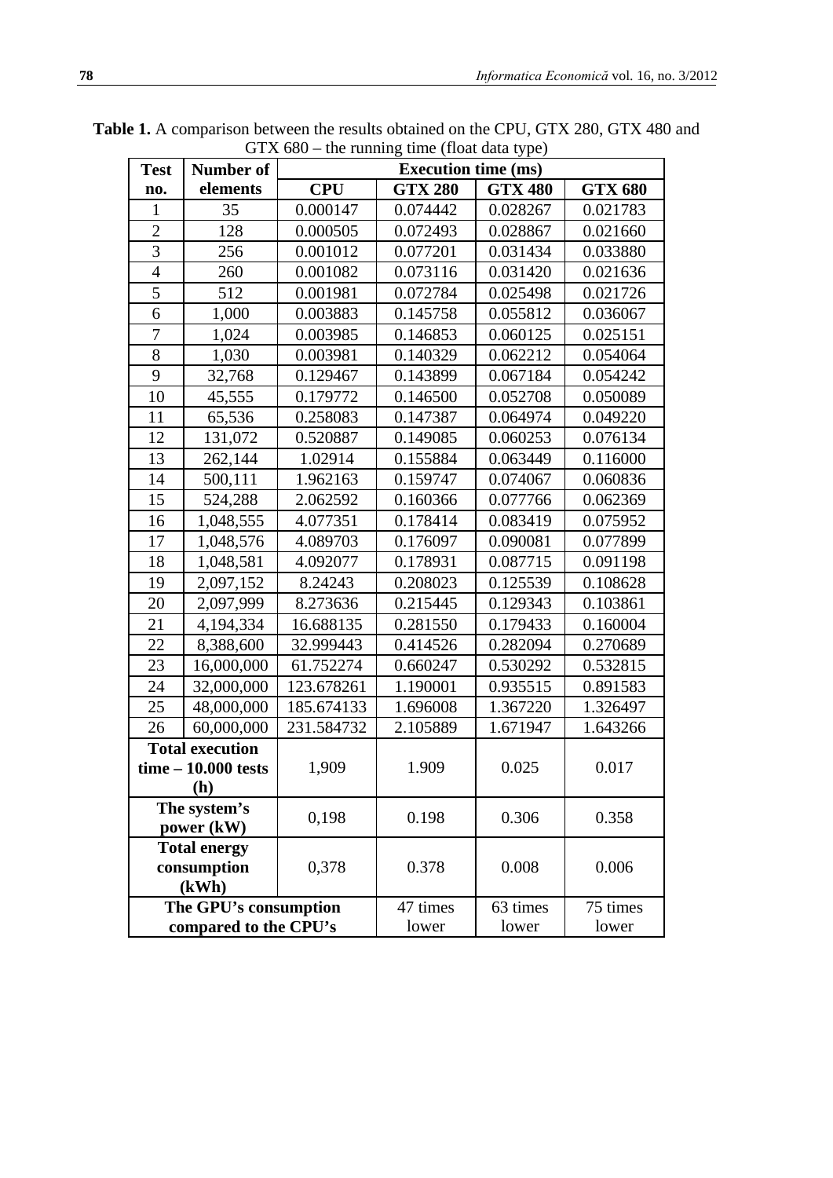**Table 1.** A comparison between the results obtained on the CPU, GTX 280, GTX 480 and GTX 680 – the running time (float data type)

| Test no. | Number of elements | Execution time (ms) | | | |
|---|---|---|---|---|---|
| | | **CPU** | **GTX 280** | **GTX 480** | **GTX 680** |
| 1 | 35 | 0.000147 | 0.074442 | 0.028267 | 0.021783 |
| 2 | 128 | 0.000505 | 0.072493 | 0.028867 | 0.021660 |
| 3 | 256 | 0.001012 | 0.077201 | 0.031434 | 0.033880 |
| 4 | 260 | 0.001082 | 0.073116 | 0.031420 | 0.021636 |
| 5 | 512 | 0.001981 | 0.072784 | 0.025498 | 0.021726 |
| 6 | 1,000 | 0.003883 | 0.145758 | 0.055812 | 0.036067 |
| 7 | 1,024 | 0.003985 | 0.146853 | 0.060125 | 0.025151 |
| 8 | 1,030 | 0.003981 | 0.140329 | 0.062212 | 0.054064 |
| 9 | 32,768 | 0.129467 | 0.143899 | 0.067184 | 0.054242 |
| 10 | 45,555 | 0.179772 | 0.146500 | 0.052708 | 0.050089 |
| 11 | 65,536 | 0.258083 | 0.147387 | 0.064974 | 0.049220 |
| 12 | 131,072 | 0.520887 | 0.149085 | 0.060253 | 0.076134 |
| 13 | 262,144 | 1.02914 | 0.155884 | 0.063449 | 0.116000 |
| 14 | 500,111 | 1.962163 | 0.159747 | 0.074067 | 0.060836 |
| 15 | 524,288 | 2.062592 | 0.160366 | 0.077766 | 0.062369 |
| 16 | 1,048,555 | 4.077351 | 0.178414 | 0.083419 | 0.075952 |
| 17 | 1,048,576 | 4.089703 | 0.176097 | 0.090081 | 0.077899 |
| 18 | 1,048,581 | 4.092077 | 0.178931 | 0.087715 | 0.091198 |
| 19 | 2,097,152 | 8.24243 | 0.208023 | 0.125539 | 0.108628 |
| 20 | 2,097,999 | 8.273636 | 0.215445 | 0.129343 | 0.103861 |
| 21 | 4,194,334 | 16.688135 | 0.281550 | 0.179433 | 0.160004 |
| 22 | 8,388,600 | 32.999443 | 0.414526 | 0.282094 | 0.270689 |
| 23 | 16,000,000 | 61.752274 | 0.660247 | 0.530292 | 0.532815 |
| 24 | 32,000,000 | 123.678261 | 1.190001 | 0.935515 | 0.891583 |
| 25 | 48,000,000 | 185.674133 | 1.696008 | 1.367220 | 1.326497 |
| 26 | 60,000,000 | 231.584732 | 2.105889 | 1.671947 | 1.643266 |
| **Total execution time – 10.000 tests (h)** | | 1,909 | 1.909 | 0.025 | 0.017 |
| **The system's power (kW)** | | 0,198 | 0.198 | 0.306 | 0.358 |
| **Total energy consumption (kWh)** | | 0,378 | 0.378 | 0.008 | 0.006 |
| **The GPU's consumption compared to the CPU's** | | | 47 times lower | 63 times lower | 75 times lower |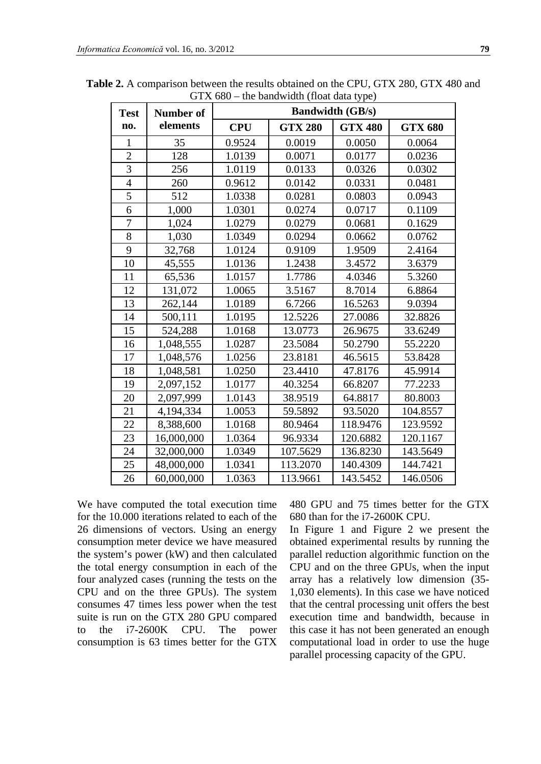**Table 2.** A comparison between the results obtained on the CPU, GTX 280, GTX 480 and GTX 680 – the bandwidth (float data type)

| Test no. | Number of elements | Bandwidth (GB/s) | | | |
|---|---|---|---|---|---|
| | | CPU | GTX 280 | GTX 480 | GTX 680 |
| 1 | 35 | 0.9524 | 0.0019 | 0.0050 | 0.0064 |
| 2 | 128 | 1.0139 | 0.0071 | 0.0177 | 0.0236 |
| 3 | 256 | 1.0119 | 0.0133 | 0.0326 | 0.0302 |
| 4 | 260 | 0.9612 | 0.0142 | 0.0331 | 0.0481 |
| 5 | 512 | 1.0338 | 0.0281 | 0.0803 | 0.0943 |
| 6 | 1,000 | 1.0301 | 0.0274 | 0.0717 | 0.1109 |
| 7 | 1,024 | 1.0279 | 0.0279 | 0.0681 | 0.1629 |
| 8 | 1,030 | 1.0349 | 0.0294 | 0.0662 | 0.0762 |
| 9 | 32,768 | 1.0124 | 0.9109 | 1.9509 | 2.4164 |
| 10 | 45,555 | 1.0136 | 1.2438 | 3.4572 | 3.6379 |
| 11 | 65,536 | 1.0157 | 1.7786 | 4.0346 | 5.3260 |
| 12 | 131,072 | 1.0065 | 3.5167 | 8.7014 | 6.8864 |
| 13 | 262,144 | 1.0189 | 6.7266 | 16.5263 | 9.0394 |
| 14 | 500,111 | 1.0195 | 12.5226 | 27.0086 | 32.8826 |
| 15 | 524,288 | 1.0168 | 13.0773 | 26.9675 | 33.6249 |
| 16 | 1,048,555 | 1.0287 | 23.5084 | 50.2790 | 55.2220 |
| 17 | 1,048,576 | 1.0256 | 23.8181 | 46.5615 | 53.8428 |
| 18 | 1,048,581 | 1.0250 | 23.4410 | 47.8176 | 45.9914 |
| 19 | 2,097,152 | 1.0177 | 40.3254 | 66.8207 | 77.2233 |
| 20 | 2,097,999 | 1.0143 | 38.9519 | 64.8817 | 80.8003 |
| 21 | 4,194,334 | 1.0053 | 59.5892 | 93.5020 | 104.8557 |
| 22 | 8,388,600 | 1.0168 | 80.9464 | 118.9476 | 123.9592 |
| 23 | 16,000,000 | 1.0364 | 96.9334 | 120.6882 | 120.1167 |
| 24 | 32,000,000 | 1.0349 | 107.5629 | 136.8230 | 143.5649 |
| 25 | 48,000,000 | 1.0341 | 113.2070 | 140.4309 | 144.7421 |
| 26 | 60,000,000 | 1.0363 | 113.9661 | 143.5452 | 146.0506 |

We have computed the total execution time for the 10.000 iterations related to each of the 26 dimensions of vectors. Using an energy consumption meter device we have measured the system's power (kW) and then calculated the total energy consumption in each of the four analyzed cases (running the tests on the CPU and on the three GPUs). The system consumes 47 times less power when the test suite is run on the GTX 280 GPU compared to the i7-2600K CPU. The power consumption is 63 times better for the GTX 480 GPU and 75 times better for the GTX 680 than for the i7-2600K CPU.

In Figure 1 and Figure 2 we present the obtained experimental results by running the parallel reduction algorithmic function on the CPU and on the three GPUs, when the input array has a relatively low dimension (35-1,030 elements). In this case we have noticed that the central processing unit offers the best execution time and bandwidth, because in this case it has not been generated an enough computational load in order to use the huge parallel processing capacity of the GPU.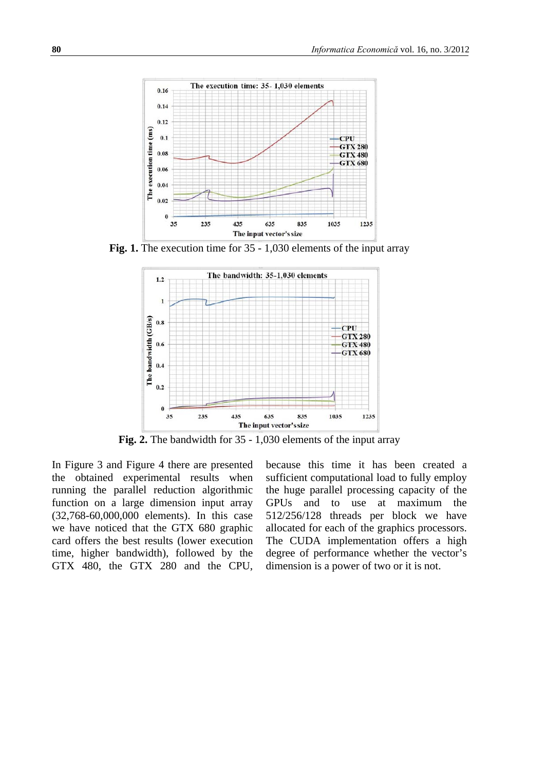The execution time: 35- 1,030 elements

The execution time (ms)

0.16
0.14
0.12
0.1
0.08
0.06
0.04
0.02
0

35 235 435 635 835 1035 1235

The input vector's size

CPU
GTX 280
GTX 480
GTX 680

**Fig. 1.** The execution time for 35 - 1,030 elements of the input array

The bandwidth: 35-1,030 elements

The bandwidth (GB/s)

1.2
1
0.8
0.6
0.4
0.2
0

35 235 435 635 835 1035 1235

The input vector's size

CPU
GTX 280
GTX 480
GTX 680

**Fig. 2.** The bandwidth for 35 - 1,030 elements of the input array

In Figure 3 and Figure 4 there are presented the obtained experimental results when running the parallel reduction algorithmic function on a large dimension input array (32,768-60,000,000 elements). In this case we have noticed that the GTX 680 graphic card offers the best results (lower execution time, higher bandwidth), followed by the GTX 480, the GTX 280 and the CPU, because this time it has been created a sufficient computational load to fully employ the huge parallel processing capacity of the GPUs and to use at maximum the 512/256/128 threads per block we have allocated for each of the graphics processors. The CUDA implementation offers a high degree of performance whether the vector's dimension is a power of two or it is not.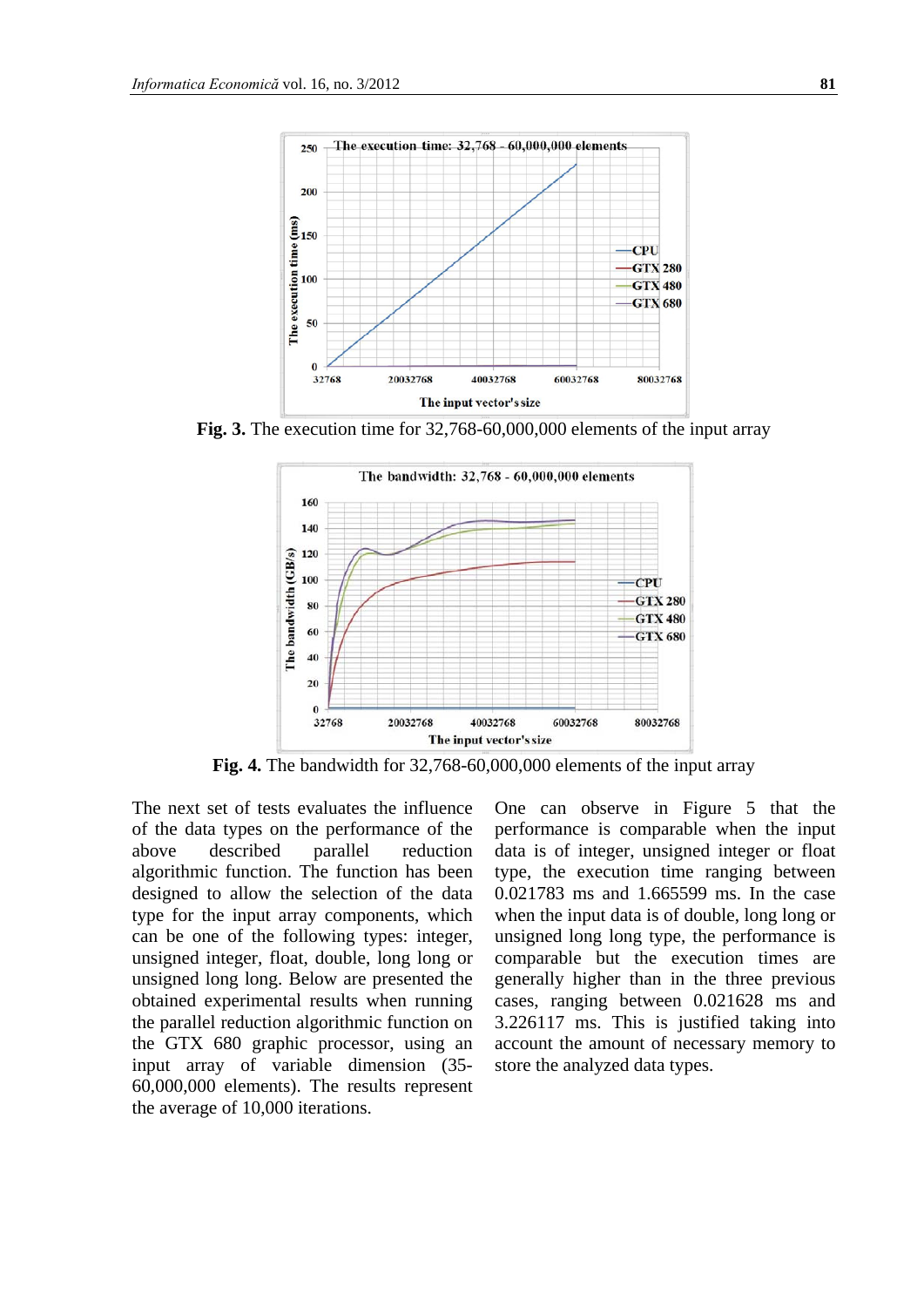The execution time: 32,768 - 60,000,000 elements

250
200
150
100
50
0

The execution time (ms)

32768
20032768
40032768
60032768
80032768

The input vector's size

CPU
GTX 280
GTX 480
GTX 680

**Fig. 3.** The execution time for 32,768-60,000,000 elements of the input array

The bandwidth: 32,768 - 60,000,000 elements

160
140
120
100
80
60
40
20
0

The bandwidth (GB/s)

32768
20032768
40032768
60032768
80032768

The input vector's size

CPU
GTX 280
GTX 480
GTX 680

**Fig. 4.** The bandwidth for 32,768-60,000,000 elements of the input array

The next set of tests evaluates the influence of the data types on the performance of the above described parallel reduction algorithmic function. The function has been designed to allow the selection of the data type for the input array components, which can be one of the following types: integer, unsigned integer, float, double, long long or unsigned long long. Below are presented the obtained experimental results when running the parallel reduction algorithmic function on the GTX 680 graphic processor, using an input array of variable dimension (35-60,000,000 elements). The results represent the average of 10,000 iterations.

One can observe in Figure 5 that the performance is comparable when the input data is of integer, unsigned integer or float type, the execution time ranging between 0.021783 ms and 1.665599 ms. In the case when the input data is of double, long long or unsigned long long type, the performance is comparable but the execution times are generally higher than in the three previous cases, ranging between 0.021628 ms and 3.226117 ms. This is justified taking into account the amount of necessary memory to store the analyzed data types.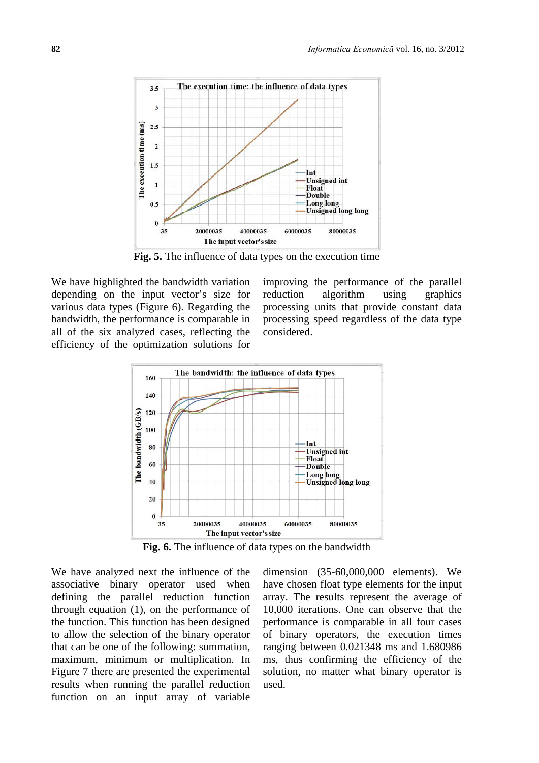The execution time: the influence of data types

The execution time (ms)

3.5
3
2.5
2
1.5
1
0.5
0

35
20000035
40000035
60000035
80000035

The input vector's size

Int
Unsigned int
Float
Double
Long long
Unsigned long long

**Fig. 5.** The influence of data types on the execution time

We have highlighted the bandwidth variation depending on the input vector's size for various data types (Figure 6). Regarding the bandwidth, the performance is comparable in all of the six analyzed cases, reflecting the efficiency of the optimization solutions for improving the performance of the parallel reduction algorithm using graphics processing units that provide constant data processing speed regardless of the data type considered.

The bandwidth: the influence of data types

The bandwidth (GB/s)

160
140
120
100
80
60
40
20
0

35
20000035
40000035
60000035
80000035

The input vector's size

Int
Unsigned int
Float
Double
Long long
Unsigned long long

**Fig. 6.** The influence of data types on the bandwidth

We have analyzed next the influence of the associative binary operator used when defining the parallel reduction function through equation (1), on the performance of the function. This function has been designed to allow the selection of the binary operator that can be one of the following: summation, maximum, minimum or multiplication. In Figure 7 there are presented the experimental results when running the parallel reduction function on an input array of variable dimension (35-60,000,000 elements). We have chosen float type elements for the input array. The results represent the average of 10,000 iterations. One can observe that the performance is comparable in all four cases of binary operators, the execution times ranging between 0.021348 ms and 1.680986 ms, thus confirming the efficiency of the solution, no matter what binary operator is used.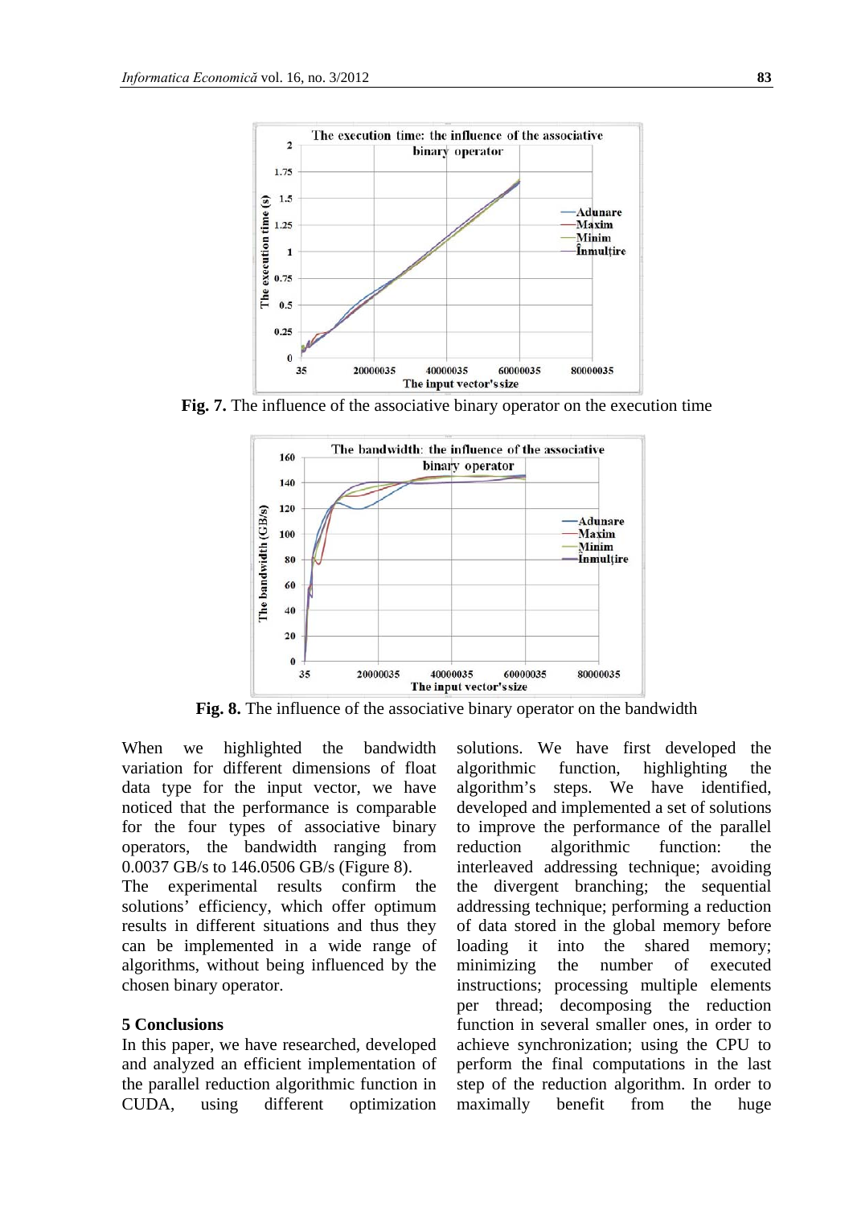The execution time: the influence of the associative binary operator

The execution time (s)

2
1.75
1.5
1.25
1
0.75
0.5
0.25
0

35 20000035 40000035 60000035 80000035

The input vector's size

Adunare
Maxim
Minim
Înmulțire

**Fig. 7.** The influence of the associative binary operator on the execution time

The bandwidth: the influence of the associative binary operator

The bandwidth (GB/s)

160
140
120
100
80
60
40
20
0

35 20000035 40000035 60000035 80000035

The input vector's size

Adunare
Maxim
Minim
Înmulțire

**Fig. 8.** The influence of the associative binary operator on the bandwidth

When we highlighted the bandwidth variation for different dimensions of float data type for the input vector, we have noticed that the performance is comparable for the four types of associative binary operators, the bandwidth ranging from 0.0037 GB/s to 146.0506 GB/s (Figure 8).

The experimental results confirm the solutions' efficiency, which offer optimum results in different situations and thus they can be implemented in a wide range of algorithms, without being influenced by the chosen binary operator.

## 5 Conclusions

In this paper, we have researched, developed and analyzed an efficient implementation of the parallel reduction algorithmic function in CUDA, using different optimization solutions. We have first developed the algorithmic function, highlighting the algorithm's steps. We have identified, developed and implemented a set of solutions to improve the performance of the parallel reduction algorithmic function: the interleaved addressing technique; avoiding the divergent branching; the sequential addressing technique; performing a reduction of data stored in the global memory before loading it into the shared memory; minimizing the number of executed instructions; processing multiple elements per thread; decomposing the reduction function in several smaller ones, in order to achieve synchronization; using the CPU to perform the final computations in the last step of the reduction algorithm. In order to maximally benefit from the huge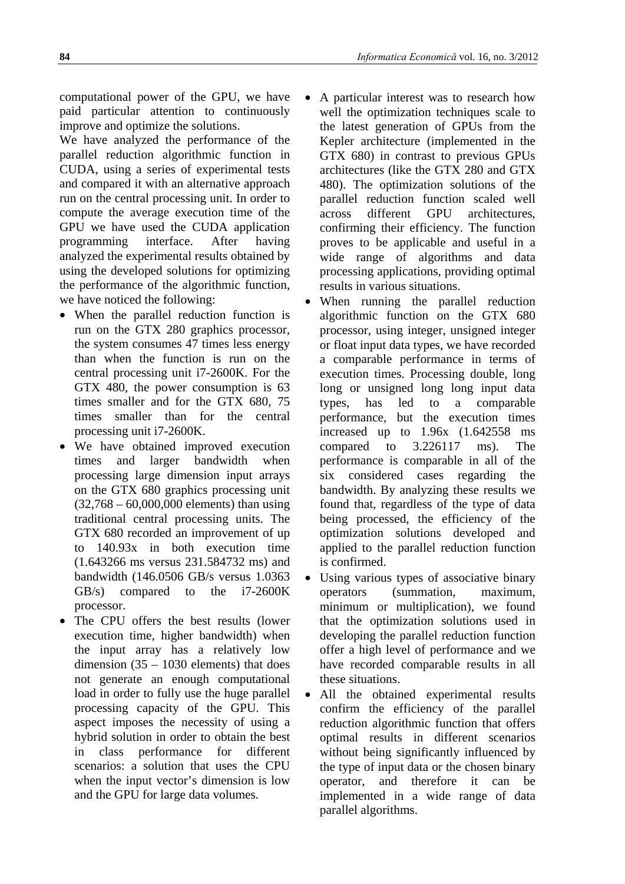computational power of the GPU, we have paid particular attention to continuously improve and optimize the solutions.

We have analyzed the performance of the parallel reduction algorithmic function in CUDA, using a series of experimental tests and compared it with an alternative approach run on the central processing unit. In order to compute the average execution time of the GPU we have used the CUDA application programming interface. After having analyzed the experimental results obtained by using the developed solutions for optimizing the performance of the algorithmic function, we have noticed the following:

- When the parallel reduction function is run on the GTX 280 graphics processor, the system consumes 47 times less energy than when the function is run on the central processing unit i7-2600K. For the GTX 480, the power consumption is 63 times smaller and for the GTX 680, 75 times smaller than for the central processing unit i7-2600K.
- We have obtained improved execution times and larger bandwidth when processing large dimension input arrays on the GTX 680 graphics processing unit (32,768 – 60,000,000 elements) than using traditional central processing units. The GTX 680 recorded an improvement of up to 140.93x in both execution time (1.643266 ms versus 231.584732 ms) and bandwidth (146.0506 GB/s versus 1.0363 GB/s) compared to the i7-2600K processor.
- The CPU offers the best results (lower execution time, higher bandwidth) when the input array has a relatively low dimension (35 – 1030 elements) that does not generate an enough computational load in order to fully use the huge parallel processing capacity of the GPU. This aspect imposes the necessity of using a hybrid solution in order to obtain the best in class performance for different scenarios: a solution that uses the CPU when the input vector's dimension is low and the GPU for large data volumes.
- A particular interest was to research how well the optimization techniques scale to the latest generation of GPUs from the Kepler architecture (implemented in the GTX 680) in contrast to previous GPUs architectures (like the GTX 280 and GTX 480). The optimization solutions of the parallel reduction function scaled well across different GPU architectures, confirming their efficiency. The function proves to be applicable and useful in a wide range of algorithms and data processing applications, providing optimal results in various situations.
- When running the parallel reduction algorithmic function on the GTX 680 processor, using integer, unsigned integer or float input data types, we have recorded a comparable performance in terms of execution times. Processing double, long long or unsigned long long input data types, has led to a comparable performance, but the execution times increased up to 1.96x (1.642558 ms compared to 3.226117 ms). The performance is comparable in all of the six considered cases regarding the bandwidth. By analyzing these results we found that, regardless of the type of data being processed, the efficiency of the optimization solutions developed and applied to the parallel reduction function is confirmed.
- Using various types of associative binary operators (summation, maximum, minimum or multiplication), we found that the optimization solutions used in developing the parallel reduction function offer a high level of performance and we have recorded comparable results in all these situations.
- All the obtained experimental results confirm the efficiency of the parallel reduction algorithmic function that offers optimal results in different scenarios without being significantly influenced by the type of input data or the chosen binary operator, and therefore it can be implemented in a wide range of data parallel algorithms.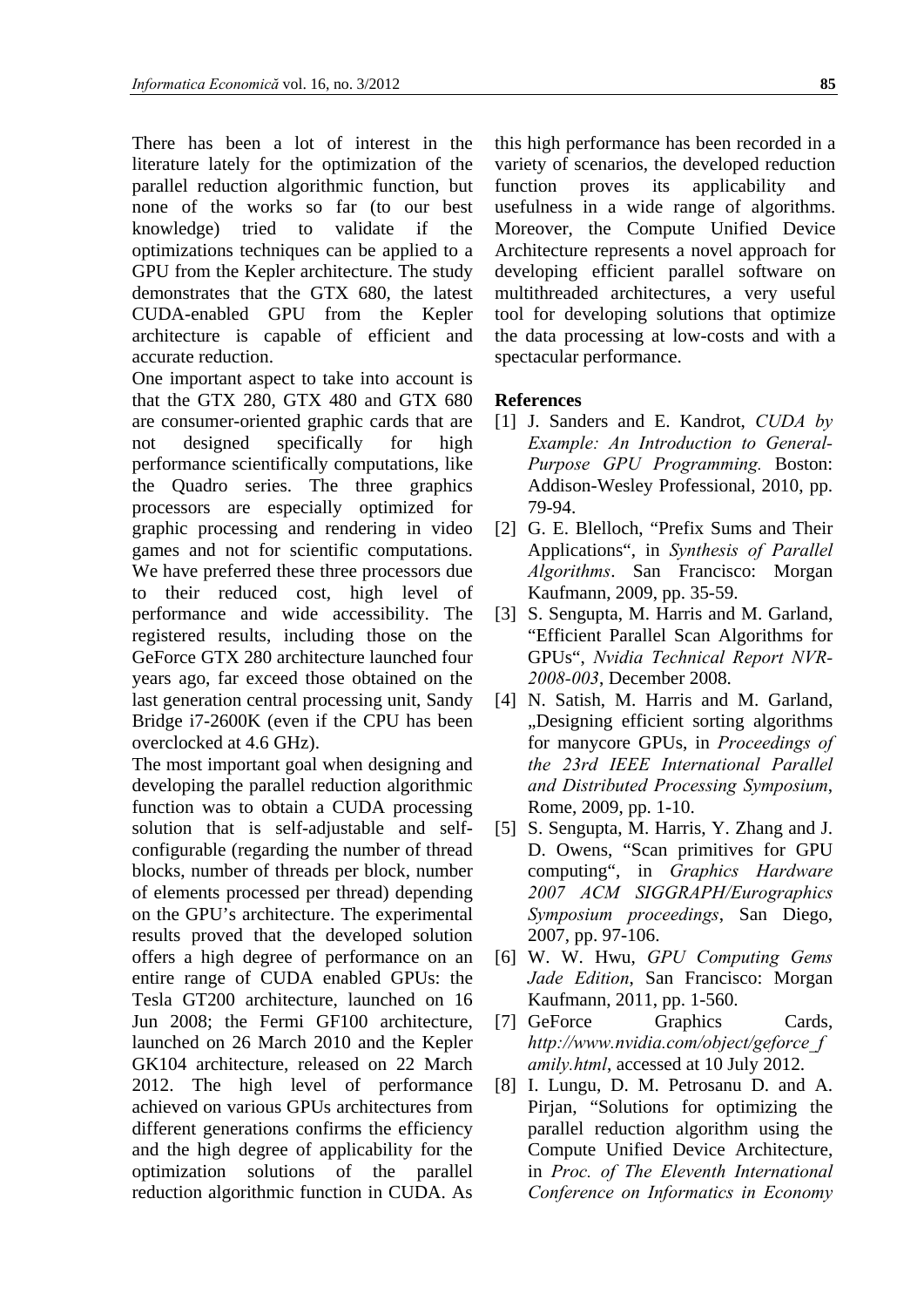There has been a lot of interest in the literature lately for the optimization of the parallel reduction algorithmic function, but none of the works so far (to our best knowledge) tried to validate if the optimizations techniques can be applied to a GPU from the Kepler architecture. The study demonstrates that the GTX 680, the latest CUDA-enabled GPU from the Kepler architecture is capable of efficient and accurate reduction.

One important aspect to take into account is that the GTX 280, GTX 480 and GTX 680 are consumer-oriented graphic cards that are not designed specifically for high performance scientifically computations, like the Quadro series. The three graphics processors are especially optimized for graphic processing and rendering in video games and not for scientific computations. We have preferred these three processors due to their reduced cost, high level of performance and wide accessibility. The registered results, including those on the GeForce GTX 280 architecture launched four years ago, far exceed those obtained on the last generation central processing unit, Sandy Bridge i7-2600K (even if the CPU has been overclocked at 4.6 GHz).

The most important goal when designing and developing the parallel reduction algorithmic function was to obtain a CUDA processing solution that is self-adjustable and self-configurable (regarding the number of thread blocks, number of threads per block, number of elements processed per thread) depending on the GPU's architecture. The experimental results proved that the developed solution offers a high degree of performance on an entire range of CUDA enabled GPUs: the Tesla GT200 architecture, launched on 16 Jun 2008; the Fermi GF100 architecture, launched on 26 March 2010 and the Kepler GK104 architecture, released on 22 March 2012. The high level of performance achieved on various GPUs architectures from different generations confirms the efficiency and the high degree of applicability for the optimization solutions of the parallel reduction algorithmic function in CUDA. As this high performance has been recorded in a variety of scenarios, the developed reduction function proves its applicability and usefulness in a wide range of algorithms. Moreover, the Compute Unified Device Architecture represents a novel approach for developing efficient parallel software on multithreaded architectures, a very useful tool for developing solutions that optimize the data processing at low-costs and with a spectacular performance.

## References

[1] J. Sanders and E. Kandrot, *CUDA by Example: An Introduction to General-Purpose GPU Programming.* Boston: Addison-Wesley Professional, 2010, pp. 79-94.

[2] G. E. Blelloch, "Prefix Sums and Their Applications", in *Synthesis of Parallel Algorithms*. San Francisco: Morgan Kaufmann, 2009, pp. 35-59.

[3] S. Sengupta, M. Harris and M. Garland, "Efficient Parallel Scan Algorithms for GPUs", *Nvidia Technical Report NVR-2008-003*, December 2008.

[4] N. Satish, M. Harris and M. Garland, „Designing efficient sorting algorithms for manycore GPUs, in *Proceedings of the 23rd IEEE International Parallel and Distributed Processing Symposium*, Rome, 2009, pp. 1-10.

[5] S. Sengupta, M. Harris, Y. Zhang and J. D. Owens, "Scan primitives for GPU computing", in *Graphics Hardware 2007 ACM SIGGRAPH/Eurographics Symposium proceedings*, San Diego, 2007, pp. 97-106.

[6] W. W. Hwu, *GPU Computing Gems Jade Edition*, San Francisco: Morgan Kaufmann, 2011, pp. 1-560.

[7] GeForce Graphics Cards, *http://www.nvidia.com/object/geforce_family.html*, accessed at 10 July 2012.

[8] I. Lungu, D. M. Petrosanu D. and A. Pirjan, "Solutions for optimizing the parallel reduction algorithm using the Compute Unified Device Architecture, in *Proc. of The Eleventh International Conference on Informatics in Economy*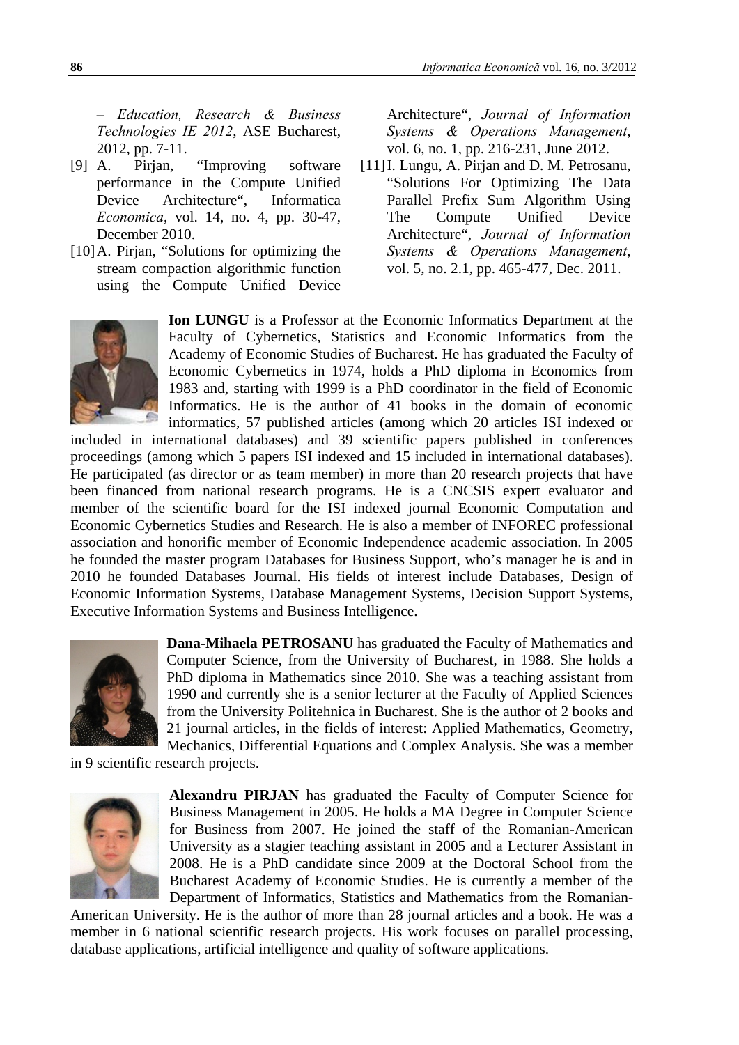– *Education, Research & Business Technologies IE 2012*, ASE Bucharest, 2012, pp. 7-11.

[9] A. Pirjan, "Improving software performance in the Compute Unified Device Architecture", Informatica *Economica*, vol. 14, no. 4, pp. 30-47, December 2010.

[10] A. Pirjan, "Solutions for optimizing the stream compaction algorithmic function using the Compute Unified Device Architecture", *Journal of Information Systems & Operations Management*, vol. 6, no. 1, pp. 216-231, June 2012.

[11] I. Lungu, A. Pirjan and D. M. Petrosanu, "Solutions For Optimizing The Data Parallel Prefix Sum Algorithm Using The Compute Unified Device Architecture", *Journal of Information Systems & Operations Management*, vol. 5, no. 2.1, pp. 465-477, Dec. 2011.

**Ion LUNGU** is a Professor at the Economic Informatics Department at the Faculty of Cybernetics, Statistics and Economic Informatics from the Academy of Economic Studies of Bucharest. He has graduated the Faculty of Economic Cybernetics in 1974, holds a PhD diploma in Economics from 1983 and, starting with 1999 is a PhD coordinator in the field of Economic Informatics. He is the author of 41 books in the domain of economic informatics, 57 published articles (among which 20 articles ISI indexed or included in international databases) and 39 scientific papers published in conferences proceedings (among which 5 papers ISI indexed and 15 included in international databases). He participated (as director or as team member) in more than 20 research projects that have been financed from national research programs. He is a CNCSIS expert evaluator and member of the scientific board for the ISI indexed journal Economic Computation and Economic Cybernetics Studies and Research. He is also a member of INFOREC professional association and honorific member of Economic Independence academic association. In 2005 he founded the master program Databases for Business Support, who's manager he is and in 2010 he founded Databases Journal. His fields of interest include Databases, Design of Economic Information Systems, Database Management Systems, Decision Support Systems, Executive Information Systems and Business Intelligence.

**Dana-Mihaela PETROSANU** has graduated the Faculty of Mathematics and Computer Science, from the University of Bucharest, in 1988. She holds a PhD diploma in Mathematics since 2010. She was a teaching assistant from 1990 and currently she is a senior lecturer at the Faculty of Applied Sciences from the University Politehnica in Bucharest. She is the author of 2 books and 21 journal articles, in the fields of interest: Applied Mathematics, Geometry, Mechanics, Differential Equations and Complex Analysis. She was a member in 9 scientific research projects.

**Alexandru PIRJAN** has graduated the Faculty of Computer Science for Business Management in 2005. He holds a MA Degree in Computer Science for Business from 2007. He joined the staff of the Romanian-American University as a stagier teaching assistant in 2005 and a Lecturer Assistant in 2008. He is a PhD candidate since 2009 at the Doctoral School from the Bucharest Academy of Economic Studies. He is currently a member of the Department of Informatics, Statistics and Mathematics from the Romanian-American University. He is the author of more than 28 journal articles and a book. He was a member in 6 national scientific research projects. His work focuses on parallel processing, database applications, artificial intelligence and quality of software applications.